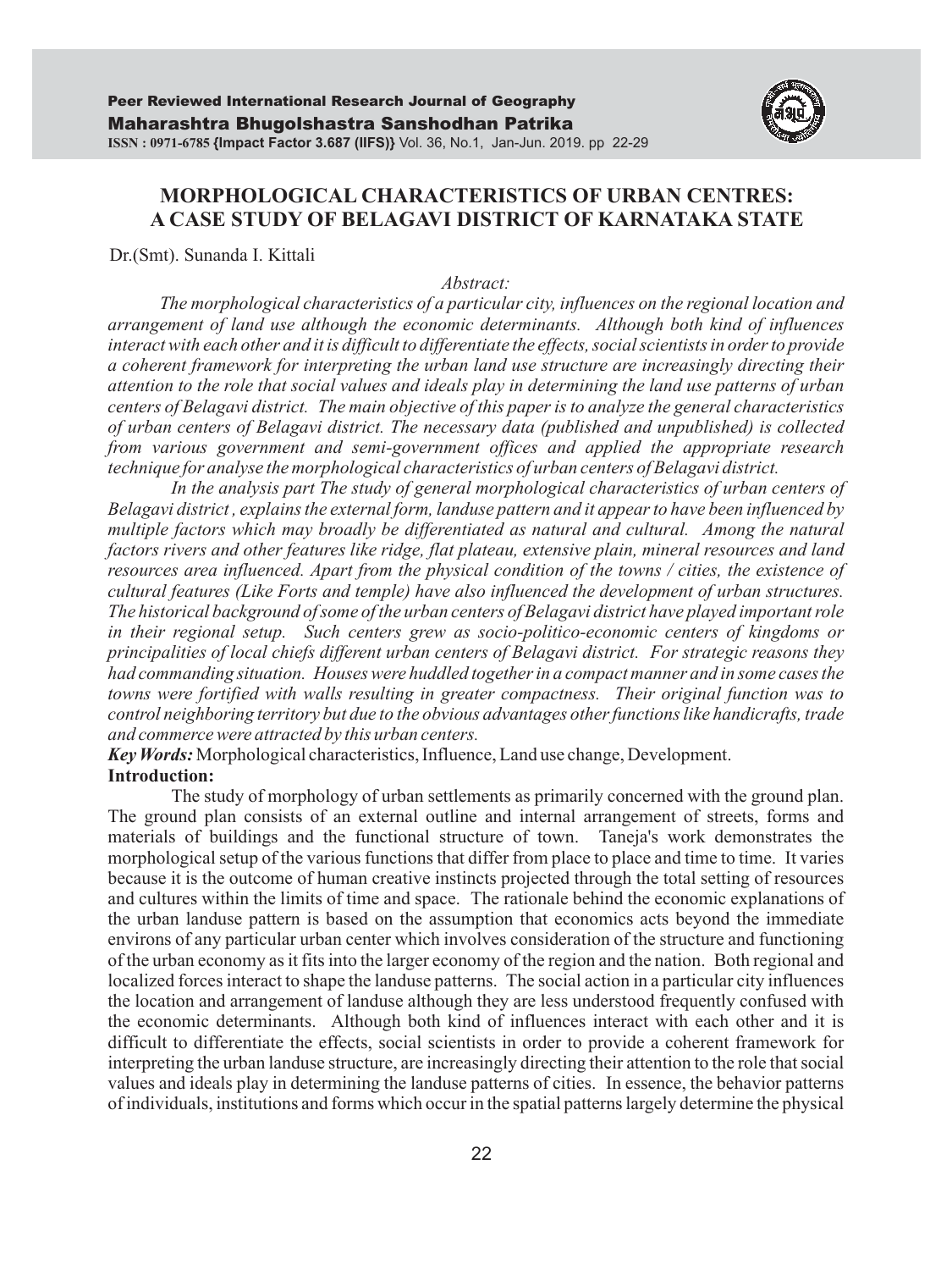# MORPHOLOGICAL CHARACTERISTICS OF URBAN CENTRES: A CASE STUDY OF BELAGAVI DISTRICT OF KARNATAKA STATE

Dr.(Smt). Sunanda I. Kittali

*Abstract:*

*The morphological characteristics of a particular city, influences on the regional location and arrangement of land use although the economic determinants. Although both kind of influences interact with each other and it is difficult to differentiate the effects, social scientists in order to provide a coherent framework for interpreting the urban land use structure are increasingly directing their attention to the role that social values and ideals play in determining the land use patterns of urban centers of Belagavi district. The main objective of this paper is to analyze the general characteristics of urban centers of Belagavi district. The necessary data (published and unpublished) is collected from various government and semi-government offices and applied the appropriate research technique for analyse the morphological characteristics of urban centers of Belagavi district.*

*In the analysis part The study of general morphological characteristics of urban centers of Belagavi district , explains the external form, landuse pattern and it appear to have been influenced by multiple factors which may broadly be differentiated as natural and cultural. Among the natural factors rivers and other features like ridge, flat plateau, extensive plain, mineral resources and land resources area influenced. Apart from the physical condition of the towns / cities, the existence of cultural features (Like Forts and temple) have also influenced the development of urban structures. The historical background of some of the urban centers of Belagavi district have played important role in their regional setup. Such centers grew as socio-politico-economic centers of kingdoms or principalities of local chiefs different urban centers of Belagavi district. For strategic reasons they had commanding situation. Houses were huddled together in a compact manner and in some cases the towns were fortified with walls resulting in greater compactness. Their original function was to control neighboring territory but due to the obvious advantages other functions like handicrafts, trade and commerce were attracted by this urban centers.*

***Key Words:*** Morphological characteristics, Influence, Land use change, Development.

**Introduction:**

The study of morphology of urban settlements as primarily concerned with the ground plan. The ground plan consists of an external outline and internal arrangement of streets, forms and materials of buildings and the functional structure of town. Taneja's work demonstrates the morphological setup of the various functions that differ from place to place and time to time. It varies because it is the outcome of human creative instincts projected through the total setting of resources and cultures within the limits of time and space. The rationale behind the economic explanations of the urban landuse pattern is based on the assumption that economics acts beyond the immediate environs of any particular urban center which involves consideration of the structure and functioning of the urban economy as it fits into the larger economy of the region and the nation. Both regional and localized forces interact to shape the landuse patterns. The social action in a particular city influences the location and arrangement of landuse although they are less understood frequently confused with the economic determinants. Although both kind of influences interact with each other and it is difficult to differentiate the effects, social scientists in order to provide a coherent framework for interpreting the urban landuse structure, are increasingly directing their attention to the role that social values and ideals play in determining the landuse patterns of cities. In essence, the behavior patterns of individuals, institutions and forms which occur in the spatial patterns largely determine the physical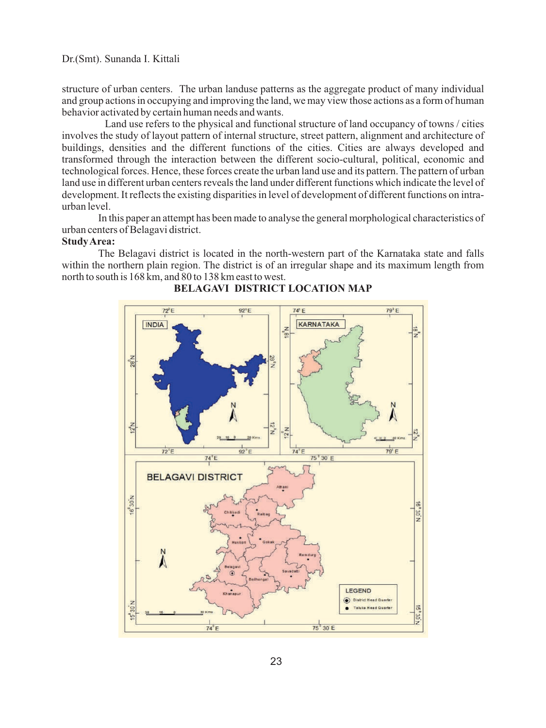structure of urban centers. The urban landuse patterns as the aggregate product of many individual and group actions in occupying and improving the land, we may view those actions as a form of human behavior activated by certain human needs and wants.

Land use refers to the physical and functional structure of land occupancy of towns / cities involves the study of layout pattern of internal structure, street pattern, alignment and architecture of buildings, densities and the different functions of the cities. Cities are always developed and transformed through the interaction between the different socio-cultural, political, economic and technological forces. Hence, these forces create the urban land use and its pattern. The pattern of urban land use in different urban centers reveals the land under different functions which indicate the level of development. It reflects the existing disparities in level of development of different functions on intra-urban level.

In this paper an attempt has been made to analyse the general morphological characteristics of urban centers of Belagavi district.

**Study Area:**

The Belagavi district is located in the north-western part of the Karnataka state and falls within the northern plain region. The district is of an irregular shape and its maximum length from north to south is 168 km, and 80 to 138 km east to west.

**BELAGAVI DISTRICT LOCATION MAP**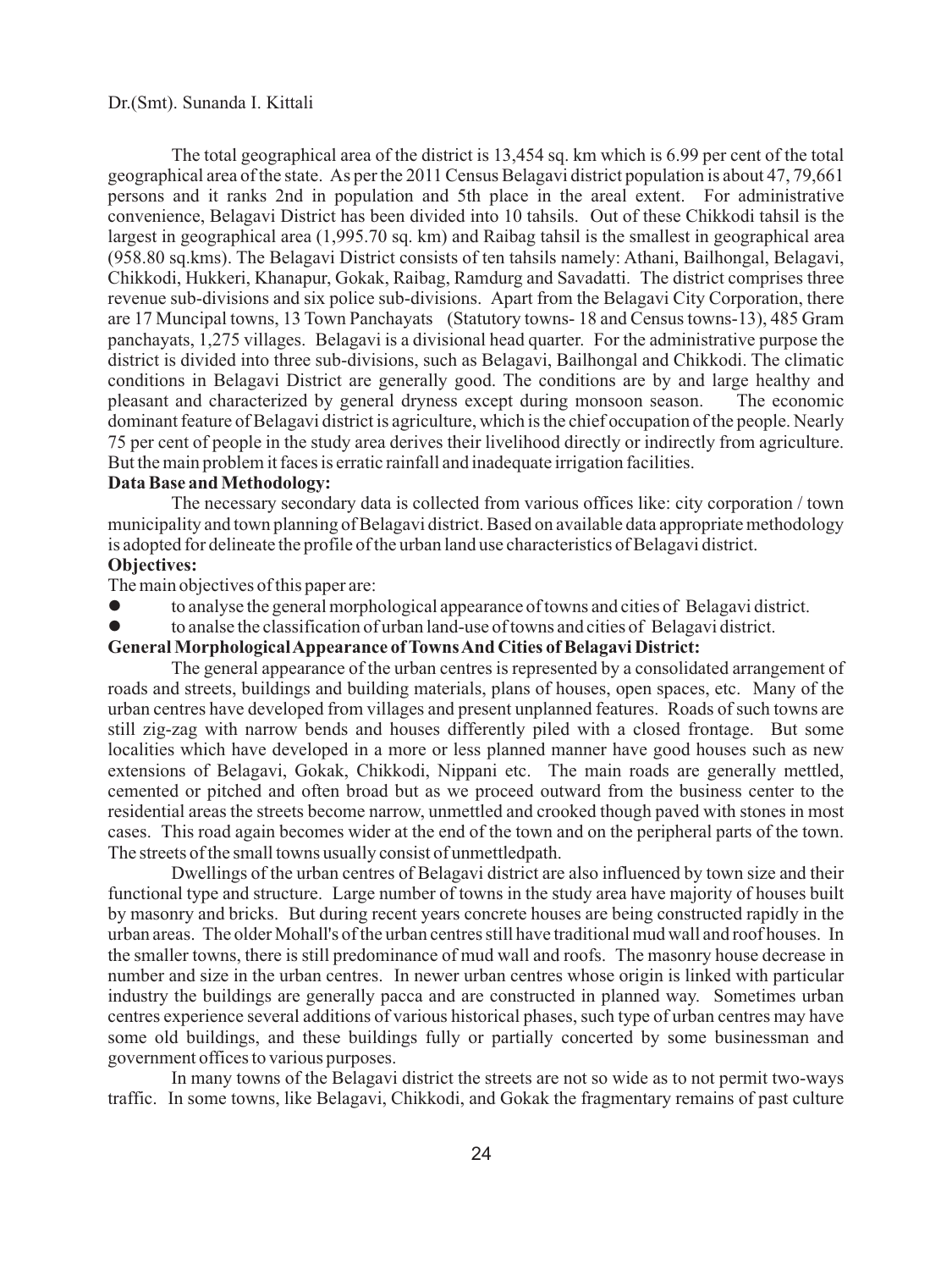The total geographical area of the district is 13,454 sq. km which is 6.99 per cent of the total geographical area of the state. As per the 2011 Census Belagavi district population is about 47, 79,661 persons and it ranks 2nd in population and 5th place in the areal extent. For administrative convenience, Belagavi District has been divided into 10 tahsils. Out of these Chikkodi tahsil is the largest in geographical area (1,995.70 sq. km) and Raibag tahsil is the smallest in geographical area (958.80 sq.kms). The Belagavi District consists of ten tahsils namely: Athani, Bailhongal, Belagavi, Chikkodi, Hukkeri, Khanapur, Gokak, Raibag, Ramdurg and Savadatti. The district comprises three revenue sub-divisions and six police sub-divisions. Apart from the Belagavi City Corporation, there are 17 Muncipal towns, 13 Town Panchayats (Statutory towns- 18 and Census towns-13), 485 Gram panchayats, 1,275 villages. Belagavi is a divisional head quarter. For the administrative purpose the district is divided into three sub-divisions, such as Belagavi, Bailhongal and Chikkodi. The climatic conditions in Belagavi District are generally good. The conditions are by and large healthy and pleasant and characterized by general dryness except during monsoon season. The economic dominant feature of Belagavi district is agriculture, which is the chief occupation of the people. Nearly 75 per cent of people in the study area derives their livelihood directly or indirectly from agriculture. But the main problem it faces is erratic rainfall and inadequate irrigation facilities.

**Data Base and Methodology:**

The necessary secondary data is collected from various offices like: city corporation / town municipality and town planning of Belagavi district. Based on available data appropriate methodology is adopted for delineate the profile of the urban land use characteristics of Belagavi district.

**Objectives:**

The main objectives of this paper are:

- to analyse the general morphological appearance of towns and cities of Belagavi district.
- to analse the classification of urban land-use of towns and cities of Belagavi district.

**General Morphological Appearance of Towns And Cities of Belagavi District:**

The general appearance of the urban centres is represented by a consolidated arrangement of roads and streets, buildings and building materials, plans of houses, open spaces, etc. Many of the urban centres have developed from villages and present unplanned features. Roads of such towns are still zig-zag with narrow bends and houses differently piled with a closed frontage. But some localities which have developed in a more or less planned manner have good houses such as new extensions of Belagavi, Gokak, Chikkodi, Nippani etc. The main roads are generally mettled, cemented or pitched and often broad but as we proceed outward from the business center to the residential areas the streets become narrow, unmettled and crooked though paved with stones in most cases. This road again becomes wider at the end of the town and on the peripheral parts of the town. The streets of the small towns usually consist of unmettledpath.

Dwellings of the urban centres of Belagavi district are also influenced by town size and their functional type and structure. Large number of towns in the study area have majority of houses built by masonry and bricks. But during recent years concrete houses are being constructed rapidly in the urban areas. The older Mohall's of the urban centres still have traditional mud wall and roof houses. In the smaller towns, there is still predominance of mud wall and roofs. The masonry house decrease in number and size in the urban centres. In newer urban centres whose origin is linked with particular industry the buildings are generally pacca and are constructed in planned way. Sometimes urban centres experience several additions of various historical phases, such type of urban centres may have some old buildings, and these buildings fully or partially concerted by some businessman and government offices to various purposes.

In many towns of the Belagavi district the streets are not so wide as to not permit two-ways traffic. In some towns, like Belagavi, Chikkodi, and Gokak the fragmentary remains of past culture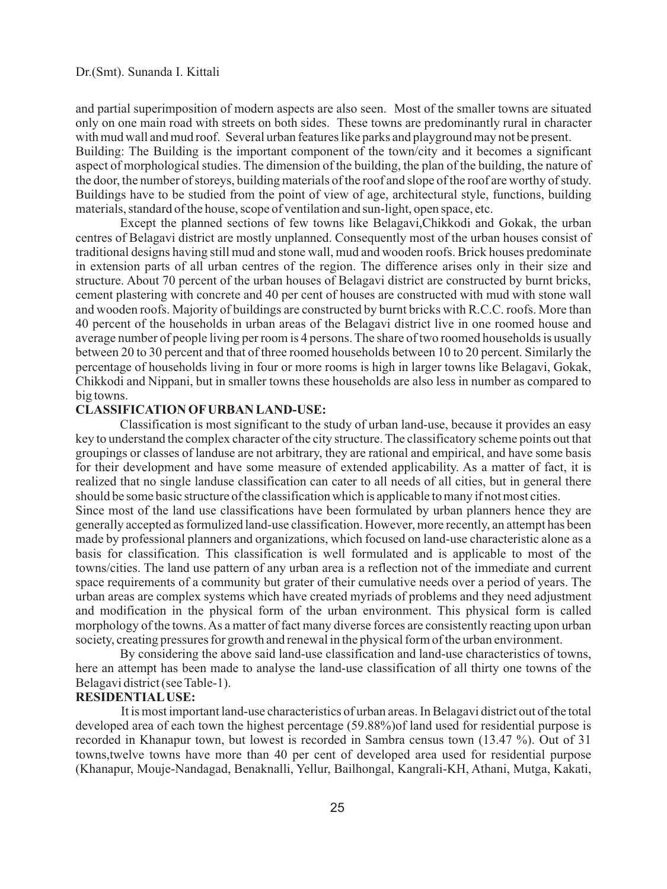and partial superimposition of modern aspects are also seen. Most of the smaller towns are situated only on one main road with streets on both sides. These towns are predominantly rural in character with mud wall and mud roof. Several urban features like parks and playground may not be present.

Building: The Building is the important component of the town/city and it becomes a significant aspect of morphological studies. The dimension of the building, the plan of the building, the nature of the door, the number of storeys, building materials of the roof and slope of the roof are worthy of study. Buildings have to be studied from the point of view of age, architectural style, functions, building materials, standard of the house, scope of ventilation and sun-light, open space, etc.

Except the planned sections of few towns like Belagavi,Chikkodi and Gokak, the urban centres of Belagavi district are mostly unplanned. Consequently most of the urban houses consist of traditional designs having still mud and stone wall, mud and wooden roofs. Brick houses predominate in extension parts of all urban centres of the region. The difference arises only in their size and structure. About 70 percent of the urban houses of Belagavi district are constructed by burnt bricks, cement plastering with concrete and 40 per cent of houses are constructed with mud with stone wall and wooden roofs. Majority of buildings are constructed by burnt bricks with R.C.C. roofs. More than 40 percent of the households in urban areas of the Belagavi district live in one roomed house and average number of people living per room is 4 persons. The share of two roomed households is usually between 20 to 30 percent and that of three roomed households between 10 to 20 percent. Similarly the percentage of households living in four or more rooms is high in larger towns like Belagavi, Gokak, Chikkodi and Nippani, but in smaller towns these households are also less in number as compared to big towns.

## CLASSIFICATION OF URBAN LAND-USE:

Classification is most significant to the study of urban land-use, because it provides an easy key to understand the complex character of the city structure. The classificatory scheme points out that groupings or classes of landuse are not arbitrary, they are rational and empirical, and have some basis for their development and have some measure of extended applicability. As a matter of fact, it is realized that no single landuse classification can cater to all needs of all cities, but in general there should be some basic structure of the classification which is applicable to many if not most cities.

Since most of the land use classifications have been formulated by urban planners hence they are generally accepted as formulized land-use classification. However, more recently, an attempt has been made by professional planners and organizations, which focused on land-use characteristic alone as a basis for classification. This classification is well formulated and is applicable to most of the towns/cities. The land use pattern of any urban area is a reflection not of the immediate and current space requirements of a community but grater of their cumulative needs over a period of years. The urban areas are complex systems which have created myriads of problems and they need adjustment and modification in the physical form of the urban environment. This physical form is called morphology of the towns. As a matter of fact many diverse forces are consistently reacting upon urban society, creating pressures for growth and renewal in the physical form of the urban environment.

By considering the above said land-use classification and land-use characteristics of towns, here an attempt has been made to analyse the land-use classification of all thirty one towns of the Belagavi district (see Table-1).

## RESIDENTIAL USE:

It is most important land-use characteristics of urban areas. In Belagavi district out of the total developed area of each town the highest percentage (59.88%)of land used for residential purpose is recorded in Khanapur town, but lowest is recorded in Sambra census town (13.47 %). Out of 31 towns,twelve towns have more than 40 per cent of developed area used for residential purpose (Khanapur, Mouje-Nandagad, Benaknalli, Yellur, Bailhongal, Kangrali-KH, Athani, Mutga, Kakati,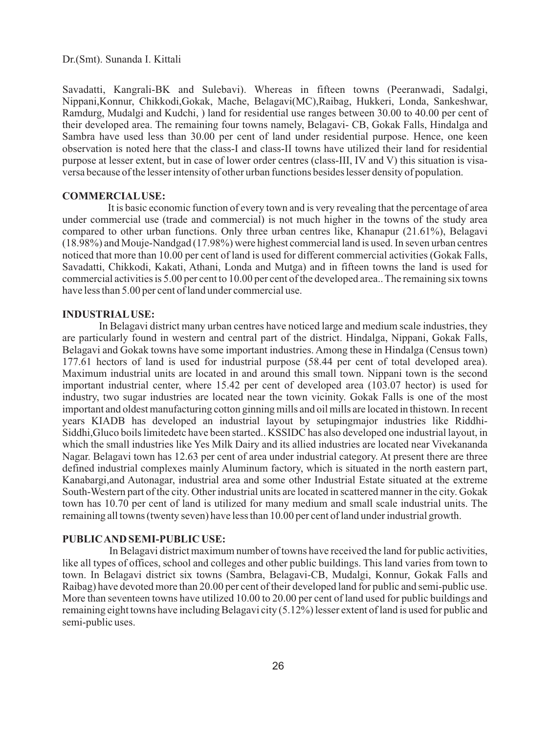Savadatti, Kangrali-BK and Sulebavi). Whereas in fifteen towns (Peeranwadi, Sadalgi, Nippani,Konnur, Chikkodi,Gokak, Mache, Belagavi(MC),Raibag, Hukkeri, Londa, Sankeshwar, Ramdurg, Mudalgi and Kudchi, ) land for residential use ranges between 30.00 to 40.00 per cent of their developed area. The remaining four towns namely, Belagavi- CB, Gokak Falls, Hindalga and Sambra have used less than 30.00 per cent of land under residential purpose. Hence, one keen observation is noted here that the class-I and class-II towns have utilized their land for residential purpose at lesser extent, but in case of lower order centres (class-III, IV and V) this situation is visa-versa because of the lesser intensity of other urban functions besides lesser density of population.

**COMMERCIAL USE:**

It is basic economic function of every town and is very revealing that the percentage of area under commercial use (trade and commercial) is not much higher in the towns of the study area compared to other urban functions. Only three urban centres like, Khanapur (21.61%), Belagavi (18.98%) and Mouje-Nandgad (17.98%) were highest commercial land is used. In seven urban centres noticed that more than 10.00 per cent of land is used for different commercial activities (Gokak Falls, Savadatti, Chikkodi, Kakati, Athani, Londa and Mutga) and in fifteen towns the land is used for commercial activities is 5.00 per cent to 10.00 per cent of the developed area.. The remaining six towns have less than 5.00 per cent of land under commercial use.

**INDUSTRIAL USE:**

In Belagavi district many urban centres have noticed large and medium scale industries, they are particularly found in western and central part of the district. Hindalga, Nippani, Gokak Falls, Belagavi and Gokak towns have some important industries. Among these in Hindalga (Census town) 177.61 hectors of land is used for industrial purpose (58.44 per cent of total developed area). Maximum industrial units are located in and around this small town. Nippani town is the second important industrial center, where 15.42 per cent of developed area (103.07 hector) is used for industry, two sugar industries are located near the town vicinity. Gokak Falls is one of the most important and oldest manufacturing cotton ginning mills and oil mills are located in thistown. In recent years KIADB has developed an industrial layout by setupingmajor industries like Riddhi-Siddhi,Gluco boils limitedetc have been started.. KSSIDC has also developed one industrial layout, in which the small industries like Yes Milk Dairy and its allied industries are located near Vivekananda Nagar. Belagavi town has 12.63 per cent of area under industrial category. At present there are three defined industrial complexes mainly Aluminum factory, which is situated in the north eastern part, Kanabargi,and Autonagar, industrial area and some other Industrial Estate situated at the extreme South-Western part of the city. Other industrial units are located in scattered manner in the city. Gokak town has 10.70 per cent of land is utilized for many medium and small scale industrial units. The remaining all towns (twenty seven) have less than 10.00 per cent of land under industrial growth.

**PUBLIC AND SEMI-PUBLIC USE:**

In Belagavi district maximum number of towns have received the land for public activities, like all types of offices, school and colleges and other public buildings. This land varies from town to town. In Belagavi district six towns (Sambra, Belagavi-CB, Mudalgi, Konnur, Gokak Falls and Raibag) have devoted more than 20.00 per cent of their developed land for public and semi-public use. More than seventeen towns have utilized 10.00 to 20.00 per cent of land used for public buildings and remaining eight towns have including Belagavi city (5.12%) lesser extent of land is used for public and semi-public uses.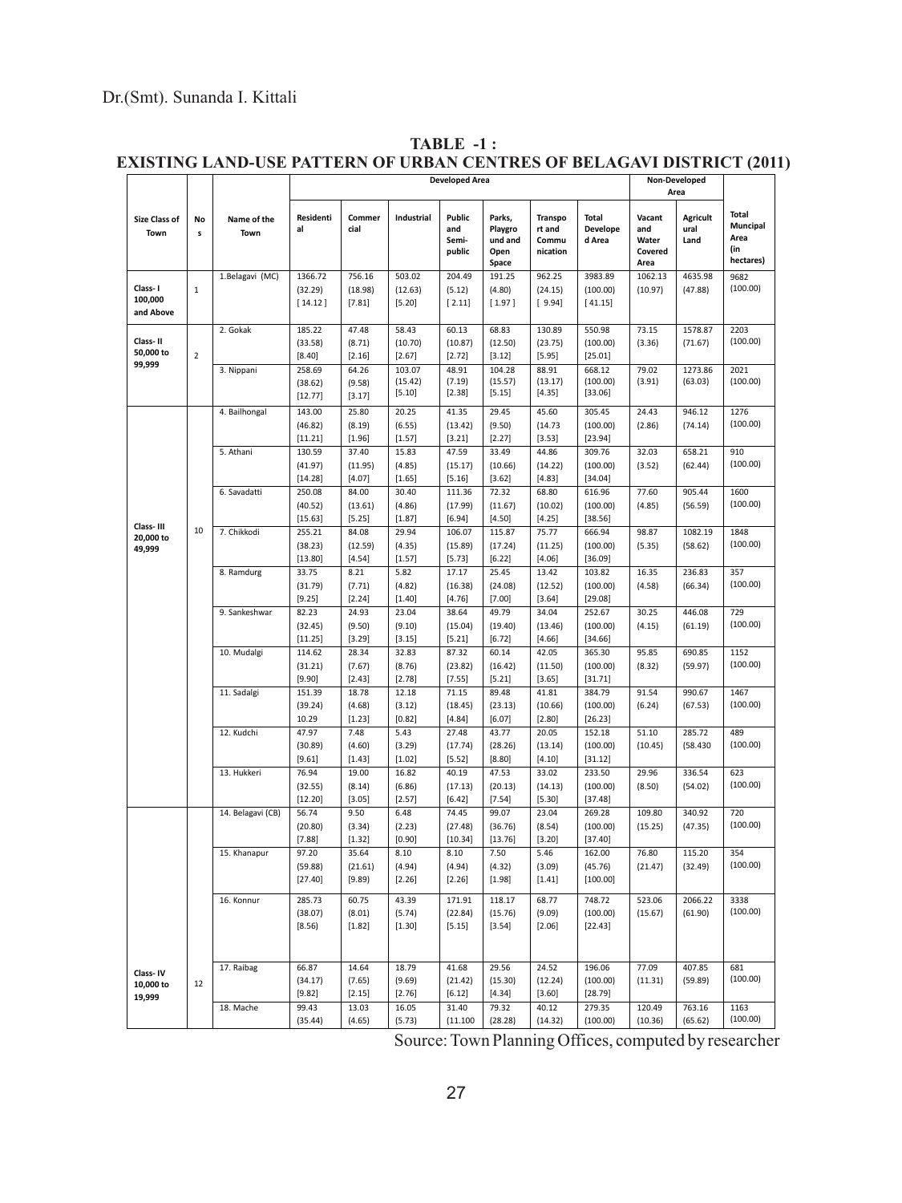**TABLE -1 : EXISTING LAND-USE PATTERN OF URBAN CENTRES OF BELAGAVI DISTRICT (2011)**

| Size Class of Town | Nos | Name of the Town | Developed Area | | | | | | | Non-Developed Area | | Total Muncipal Area (in hectares) |
|---|---|---|---|---|---|---|---|---|---|---|---|---|
| | | | Residential | Commercial | Industrial | Public and Semi-public | Parks, Playground and Open Space | Transport and Communication | Total Developed Area | Vacant and Water Covered Area | Agricultural Land | |
| Class- I 100,000 and Above | 1 | 1.Belagavi (MC) | 1366.72 (32.29) [ 14.12 ] | 756.16 (18.98) [7.81] | 503.02 (12.63) [5.20] | 204.49 (5.12) [ 2.11] | 191.25 (4.80) [ 1.97 ] | 962.25 (24.15) [ 9.94] | 3983.89 (100.00) [41.15] | 1062.13 (10.97) | 4635.98 (47.88) | 9682 (100.00) |
| Class- II 50,000 to 99,999 | 2 | 2. Gokak | 185.22 (33.58) [8.40] | 47.48 (8.71) [2.16] | 58.43 (10.70) [2.67] | 60.13 (10.87) [2.72] | 68.83 (12.50) [3.12] | 130.89 (23.75) [5.95] | 550.98 (100.00) [25.01] | 73.15 (3.36) | 1578.87 (71.67) | 2203 (100.00) |
| | | 3. Nippani | 258.69 (38.62) [12.77] | 64.26 (9.58) [3.17] | 103.07 (15.42) [5.10] | 48.91 (7.19) [2.38] | 104.28 (15.57) [5.15] | 88.91 (13.17) [4.35] | 668.12 (100.00) [33.06] | 79.02 (3.91) | 1273.86 (63.03) | 2021 (100.00) |
| Class- III 20,000 to 49,999 | 10 | 4. Bailhongal | 143.00 (46.82) [11.21] | 25.80 (8.19) [1.96] | 20.25 (6.55) [1.57] | 41.35 (13.42) [3.21] | 29.45 (9.50) [2.27] | 45.60 (14.73 [3.53] | 305.45 (100.00) [23.94] | 24.43 (2.86) | 946.12 (74.14) | 1276 (100.00) |
| | | 5. Athani | 130.59 (41.97) [14.28] | 37.40 (11.95) [4.07] | 15.83 (4.85) [1.65] | 47.59 (15.17) [5.16] | 33.49 (10.66) [3.62] | 44.86 (14.22) [4.83] | 309.76 (100.00) [34.04] | 32.03 (3.52) | 658.21 (62.44) | 910 (100.00) |
| | | 6. Savadatti | 250.08 (40.52) [15.63] | 84.00 (13.61) [5.25] | 30.40 (4.86) [1.87] | 111.36 (17.99) [6.94] | 72.32 (11.67) [4.50] | 68.80 (10.02) [4.25] | 616.96 (100.00) [38.56] | 77.60 (4.85) | 905.44 (56.59) | 1600 (100.00) |
| | | 7. Chikkodi | 255.21 (38.23) [13.80] | 84.08 (12.59) [4.54] | 29.94 (4.35) [1.57] | 106.07 (15.89) [5.73] | 115.87 (17.24) [6.22] | 75.77 (11.25) [4.06] | 666.94 (100.00) [36.09] | 98.87 (5.35) | 1082.19 (58.62) | 1848 (100.00) |
| | | 8. Ramdurg | 33.75 (31.79) [9.25] | 8.21 (7.71) [2.24] | 5.82 (4.82) [1.40] | 17.17 (16.38) [4.76] | 25.45 (24.08) [7.00] | 13.42 (12.52) [3.64] | 103.82 (100.00) [29.08] | 16.35 (4.58) | 236.83 (66.34) | 357 (100.00) |
| | | 9. Sankeshwar | 82.23 (32.45) [11.25] | 24.93 (9.50) [3.29] | 23.04 (9.10) [3.15] | 38.64 (15.04) [5.21] | 49.79 (19.40) [6.72] | 34.04 (13.46) [4.66] | 252.67 (100.00) [34.66] | 30.25 (4.15) | 446.08 (61.19) | 729 (100.00) |
| | | 10. Mudalgi | 114.62 (31.21) [9.90] | 28.34 (7.67) [2.43] | 32.83 (8.76) [2.78] | 87.32 (23.82) [7.55] | 60.14 (16.42) [5.21] | 42.05 (11.50) [3.65] | 365.30 (100.00) [31.71] | 95.85 (8.32) | 690.85 (59.97) | 1152 (100.00) |
| | | 11. Sadalgi | 151.39 (39.24) 10.29 | 18.78 (4.68) [1.23] | 12.18 (3.12) [0.82] | 71.15 (18.45) [4.84] | 89.48 (23.13) [6.07] | 41.81 (10.66) [2.80] | 384.79 (100.00) [26.23] | 91.54 (6.24) | 990.67 (67.53) | 1467 (100.00) |
| | | 12. Kudchi | 47.97 (30.89) [9.61] | 7.48 (4.60) [1.43] | 5.43 (3.29) [1.02] | 27.48 (17.74) [5.52] | 43.77 (28.26) [8.80] | 20.05 (13.14) [4.10] | 152.18 (100.00) [31.12] | 51.10 (10.45) | 285.72 (58.430 | 489 (100.00) |
| | | 13. Hukkeri | 76.94 (32.55) [12.20] | 19.00 (8.14) [3.05] | 16.82 (6.86) [2.57] | 40.19 (17.13) [6.42] | 47.53 (20.13) [7.54] | 33.02 (14.13) [5.30] | 233.50 (100.00) [37.48] | 29.96 (8.50) | 336.54 (54.02) | 623 (100.00) |
| Class- IV 10,000 to 19,999 | 12 | 14. Belagavi (CB) | 56.74 (20.80) [7.88] | 9.50 (3.34) [1.32] | 6.48 (2.23) [0.90] | 74.45 (27.48) [10.34] | 99.07 (36.76) [13.76] | 23.04 (8.54) [3.20] | 269.28 (100.00) [37.40] | 109.80 (15.25) | 340.92 (47.35) | 720 (100.00) |
| | | 15. Khanapur | 97.20 (59.88) [27.40] | 35.64 (21.61) [9.89] | 8.10 (4.94) [2.26] | 8.10 (4.94) [2.26] | 7.50 (4.32) [1.98] | 5.46 (3.09) [1.41] | 162.00 (45.76) [100.00] | 76.80 (21.47) | 115.20 (32.49) | 354 (100.00) |
| | | 16. Konnur | 285.73 (38.07) [8.56] | 60.75 (8.01) [1.82] | 43.39 (5.74) [1.30] | 171.91 (22.84) [5.15] | 118.17 (15.76) [3.54] | 68.77 (9.09) [2.06] | 748.72 (100.00) [22.43] | 523.06 (15.67) | 2066.22 (61.90) | 3338 (100.00) |
| | | 17. Raibag | 66.87 (34.17) [9.82] | 14.64 (7.65) [2.15] | 18.79 (9.69) [2.76] | 41.68 (21.42) [6.12] | 29.56 (15.30) [4.34] | 24.52 (12.24) [3.60] | 196.06 (100.00) [28.79] | 77.09 (11.31) | 407.85 (59.89) | 681 (100.00) |
| | | 18. Mache | 99.43 (35.44) | 13.03 (4.65) | 16.05 (5.73) | 31.40 (11.100 | 79.32 (28.28) | 40.12 (14.32) | 279.35 (100.00) | 120.49 (10.36) | 763.16 (65.62) | 1163 (100.00) |

Source: Town Planning Offices, computed by researcher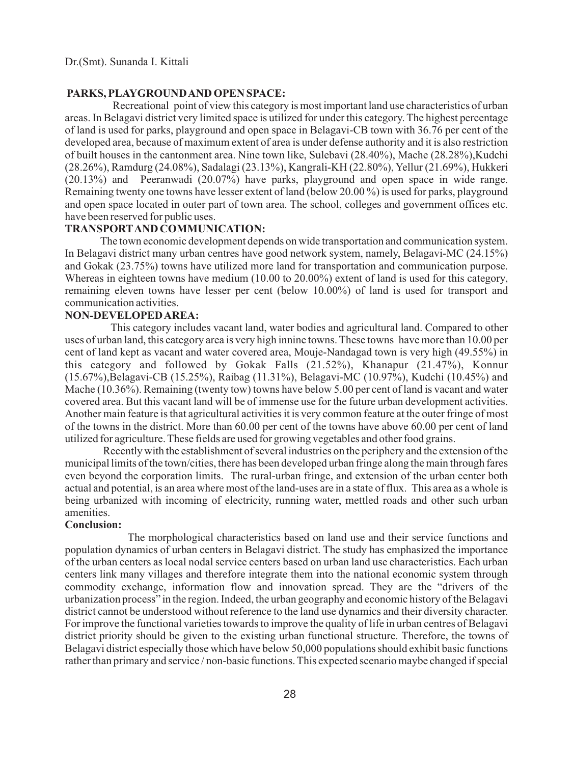## PARKS, PLAYGROUND AND OPEN SPACE:

Recreational point of view this category is most important land use characteristics of urban areas. In Belagavi district very limited space is utilized for under this category. The highest percentage of land is used for parks, playground and open space in Belagavi-CB town with 36.76 per cent of the developed area, because of maximum extent of area is under defense authority and it is also restriction of built houses in the cantonment area. Nine town like, Sulebavi (28.40%), Mache (28.28%),Kudchi (28.26%), Ramdurg (24.08%), Sadalagi (23.13%), Kangrali-KH (22.80%), Yellur (21.69%), Hukkeri (20.13%) and Peeranwadi (20.07%) have parks, playground and open space in wide range. Remaining twenty one towns have lesser extent of land (below 20.00 %) is used for parks, playground and open space located in outer part of town area. The school, colleges and government offices etc. have been reserved for public uses.

## TRANSPORT AND COMMUNICATION:

The town economic development depends on wide transportation and communication system. In Belagavi district many urban centres have good network system, namely, Belagavi-MC (24.15%) and Gokak (23.75%) towns have utilized more land for transportation and communication purpose. Whereas in eighteen towns have medium (10.00 to 20.00%) extent of land is used for this category, remaining eleven towns have lesser per cent (below 10.00%) of land is used for transport and communication activities.

## NON-DEVELOPED AREA:

This category includes vacant land, water bodies and agricultural land. Compared to other uses of urban land, this category area is very high innine towns. These towns have more than 10.00 per cent of land kept as vacant and water covered area, Mouje-Nandagad town is very high (49.55%) in this category and followed by Gokak Falls (21.52%), Khanapur (21.47%), Konnur (15.67%),Belagavi-CB (15.25%), Raibag (11.31%), Belagavi-MC (10.97%), Kudchi (10.45%) and Mache (10.36%). Remaining (twenty tow) towns have below 5.00 per cent of land is vacant and water covered area. But this vacant land will be of immense use for the future urban development activities. Another main feature is that agricultural activities it is very common feature at the outer fringe of most of the towns in the district. More than 60.00 per cent of the towns have above 60.00 per cent of land utilized for agriculture. These fields are used for growing vegetables and other food grains.

Recently with the establishment of several industries on the periphery and the extension of the municipal limits of the town/cities, there has been developed urban fringe along the main through fares even beyond the corporation limits. The rural-urban fringe, and extension of the urban center both actual and potential, is an area where most of the land-uses are in a state of flux. This area as a whole is being urbanized with incoming of electricity, running water, mettled roads and other such urban amenities.

## Conclusion:

The morphological characteristics based on land use and their service functions and population dynamics of urban centers in Belagavi district. The study has emphasized the importance of the urban centers as local nodal service centers based on urban land use characteristics. Each urban centers link many villages and therefore integrate them into the national economic system through commodity exchange, information flow and innovation spread. They are the "drivers of the urbanization process" in the region. Indeed, the urban geography and economic history of the Belagavi district cannot be understood without reference to the land use dynamics and their diversity character. For improve the functional varieties towards to improve the quality of life in urban centres of Belagavi district priority should be given to the existing urban functional structure. Therefore, the towns of Belagavi district especially those which have below 50,000 populations should exhibit basic functions rather than primary and service / non-basic functions. This expected scenario maybe changed if special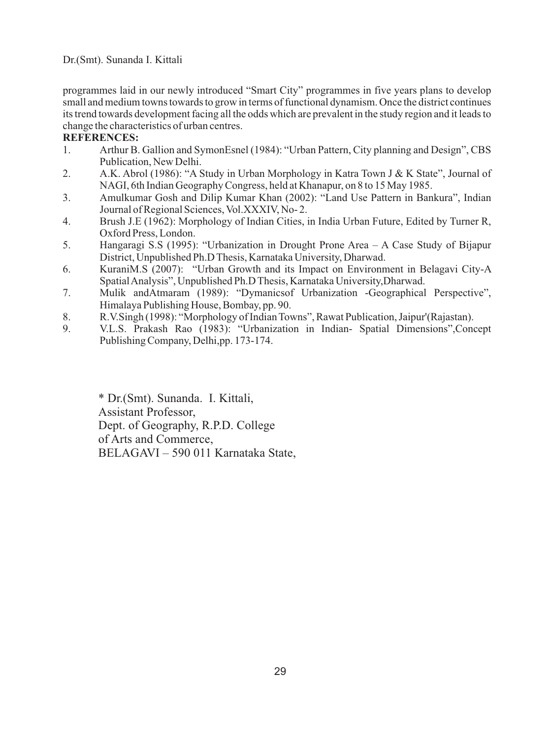programmes laid in our newly introduced "Smart City" programmes in five years plans to develop small and medium towns towards to grow in terms of functional dynamism. Once the district continues its trend towards development facing all the odds which are prevalent in the study region and it leads to change the characteristics of urban centres.

**REFERENCES:**

1. Arthur B. Gallion and SymonEsnel (1984): "Urban Pattern, City planning and Design", CBS Publication, New Delhi.
2. A.K. Abrol (1986): "A Study in Urban Morphology in Katra Town J & K State", Journal of NAGI, 6th Indian Geography Congress, held at Khanapur, on 8 to 15 May 1985.
3. Amulkumar Gosh and Dilip Kumar Khan (2002): "Land Use Pattern in Bankura", Indian Journal of Regional Sciences, Vol.XXXIV, No- 2.
4. Brush J.E (1962): Morphology of Indian Cities, in India Urban Future, Edited by Turner R, Oxford Press, London.
5. Hangaragi S.S (1995): "Urbanization in Drought Prone Area – A Case Study of Bijapur District, Unpublished Ph.D Thesis, Karnataka University, Dharwad.
6. KuraniM.S (2007): "Urban Growth and its Impact on Environment in Belagavi City-A Spatial Analysis", Unpublished Ph.D Thesis, Karnataka University,Dharwad.
7. Mulik andAtmaram (1989): "Dymanicsof Urbanization -Geographical Perspective", Himalaya Publishing House, Bombay, pp. 90.
8. R.V.Singh (1998): "Morphology of Indian Towns", Rawat Publication, Jaipur'(Rajastan).
9. V.L.S. Prakash Rao (1983): "Urbanization in Indian- Spatial Dimensions",Concept Publishing Company, Delhi,pp. 173-174.

\* Dr.(Smt). Sunanda. I. Kittali,
Assistant Professor,
Dept. of Geography, R.P.D. College
of Arts and Commerce,
BELAGAVI – 590 011 Karnataka State,